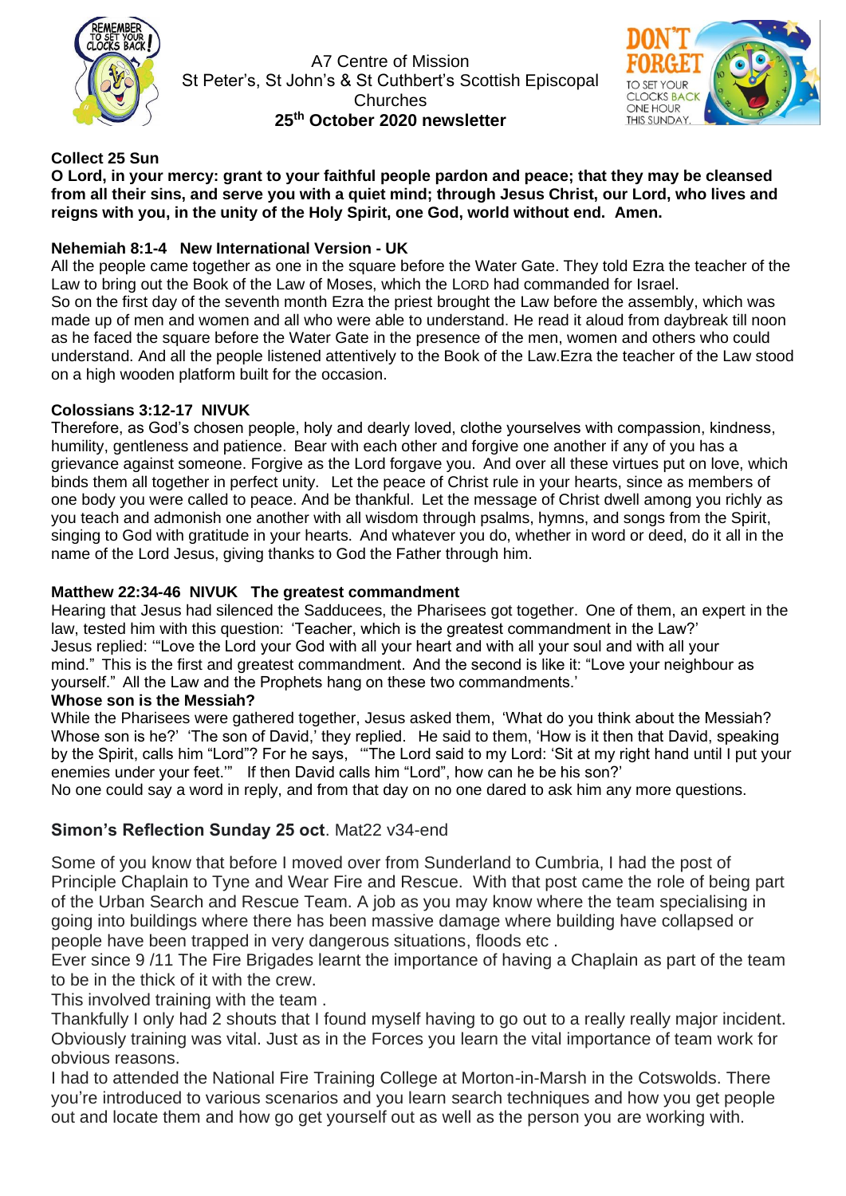A7 Centre of Mission
St Peter's, St John's & St Cuthbert's Scottish Episcopal Churches
**25th October 2020 newsletter**

**Collect 25 Sun**

**O Lord, in your mercy: grant to your faithful people pardon and peace; that they may be cleansed from all their sins, and serve you with a quiet mind; through Jesus Christ, our Lord, who lives and reigns with you, in the unity of the Holy Spirit, one God, world without end. Amen.**

**Nehemiah 8:1-4 New International Version - UK**

All the people came together as one in the square before the Water Gate. They told Ezra the teacher of the Law to bring out the Book of the Law of Moses, which the LORD had commanded for Israel.
So on the first day of the seventh month Ezra the priest brought the Law before the assembly, which was made up of men and women and all who were able to understand. He read it aloud from daybreak till noon as he faced the square before the Water Gate in the presence of the men, women and others who could understand. And all the people listened attentively to the Book of the Law.Ezra the teacher of the Law stood on a high wooden platform built for the occasion.

**Colossians 3:12-17 NIVUK**

Therefore, as God's chosen people, holy and dearly loved, clothe yourselves with compassion, kindness, humility, gentleness and patience. Bear with each other and forgive one another if any of you has a grievance against someone. Forgive as the Lord forgave you. And over all these virtues put on love, which binds them all together in perfect unity. Let the peace of Christ rule in your hearts, since as members of one body you were called to peace. And be thankful. Let the message of Christ dwell among you richly as you teach and admonish one another with all wisdom through psalms, hymns, and songs from the Spirit, singing to God with gratitude in your hearts. And whatever you do, whether in word or deed, do it all in the name of the Lord Jesus, giving thanks to God the Father through him.

**Matthew 22:34-46 NIVUK The greatest commandment**

Hearing that Jesus had silenced the Sadducees, the Pharisees got together. One of them, an expert in the law, tested him with this question: 'Teacher, which is the greatest commandment in the Law?'
Jesus replied: '"Love the Lord your God with all your heart and with all your soul and with all your mind." This is the first and greatest commandment. And the second is like it: "Love your neighbour as yourself." All the Law and the Prophets hang on these two commandments.'

**Whose son is the Messiah?**

While the Pharisees were gathered together, Jesus asked them, 'What do you think about the Messiah? Whose son is he?' 'The son of David,' they replied. He said to them, 'How is it then that David, speaking by the Spirit, calls him "Lord"? For he says, '"The Lord said to my Lord: 'Sit at my right hand until I put your enemies under your feet.'" If then David calls him "Lord", how can he be his son?'
No one could say a word in reply, and from that day on no one dared to ask him any more questions.

## **Simon's Reflection Sunday 25 oct**. Mat22 v34-end

Some of you know that before I moved over from Sunderland to Cumbria, I had the post of Principle Chaplain to Tyne and Wear Fire and Rescue. With that post came the role of being part of the Urban Search and Rescue Team. A job as you may know where the team specialising in going into buildings where there has been massive damage where building have collapsed or people have been trapped in very dangerous situations, floods etc .
Ever since 9 /11 The Fire Brigades learnt the importance of having a Chaplain as part of the team to be in the thick of it with the crew.
This involved training with the team .
Thankfully I only had 2 shouts that I found myself having to go out to a really really major incident. Obviously training was vital. Just as in the Forces you learn the vital importance of team work for obvious reasons.
I had to attended the National Fire Training College at Morton-in-Marsh in the Cotswolds. There you're introduced to various scenarios and you learn search techniques and how you get people out and locate them and how go get yourself out as well as the person you are working with.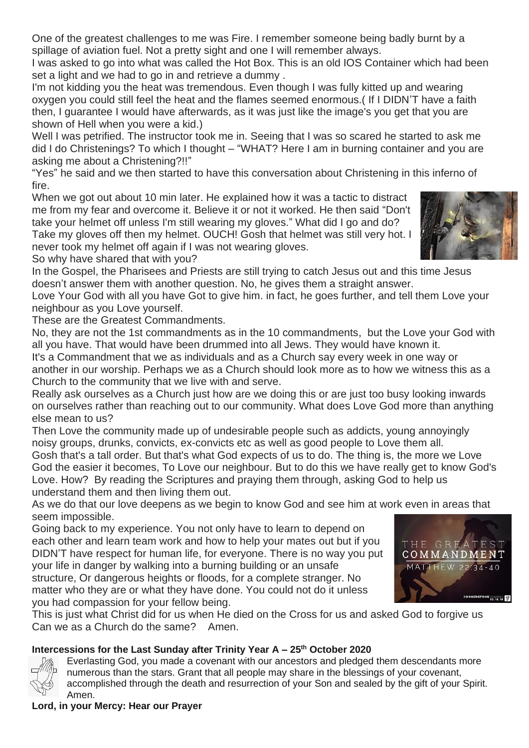One of the greatest challenges to me was Fire. I remember someone being badly burnt by a spillage of aviation fuel. Not a pretty sight and one I will remember always.

I was asked to go into what was called the Hot Box. This is an old IOS Container which had been set a light and we had to go in and retrieve a dummy .

I'm not kidding you the heat was tremendous. Even though I was fully kitted up and wearing oxygen you could still feel the heat and the flames seemed enormous.( If I DIDN'T have a faith then, I guarantee I would have afterwards, as it was just like the image's you get that you are shown of Hell when you were a kid.)

Well I was petrified. The instructor took me in. Seeing that I was so scared he started to ask me did I do Christenings? To which I thought – "WHAT? Here I am in burning container and you are asking me about a Christening?!!"

"Yes" he said and we then started to have this conversation about Christening in this inferno of fire.

When we got out about 10 min later. He explained how it was a tactic to distract me from my fear and overcome it. Believe it or not it worked. He then said "Don't take your helmet off unless I'm still wearing my gloves." What did I go and do? Take my gloves off then my helmet. OUCH! Gosh that helmet was still very hot. I never took my helmet off again if I was not wearing gloves.

So why have shared that with you?

In the Gospel, the Pharisees and Priests are still trying to catch Jesus out and this time Jesus doesn't answer them with another question. No, he gives them a straight answer.

Love Your God with all you have Got to give him. in fact, he goes further, and tell them Love your neighbour as you Love yourself.

These are the Greatest Commandments.

No, they are not the 1st commandments as in the 10 commandments, but the Love your God with all you have. That would have been drummed into all Jews. They would have known it.

It's a Commandment that we as individuals and as a Church say every week in one way or another in our worship. Perhaps we as a Church should look more as to how we witness this as a Church to the community that we live with and serve.

Really ask ourselves as a Church just how are we doing this or are just too busy looking inwards on ourselves rather than reaching out to our community. What does Love God more than anything else mean to us?

Then Love the community made up of undesirable people such as addicts, young annoyingly noisy groups, drunks, convicts, ex-convicts etc as well as good people to Love them all.

Gosh that's a tall order. But that's what God expects of us to do. The thing is, the more we Love God the easier it becomes, To Love our neighbour. But to do this we have really get to know God's Love. How? By reading the Scriptures and praying them through, asking God to help us understand them and then living them out.

As we do that our love deepens as we begin to know God and see him at work even in areas that seem impossible.

Going back to my experience. You not only have to learn to depend on each other and learn team work and how to help your mates out but if you DIDN'T have respect for human life, for everyone. There is no way you put your life in danger by walking into a burning building or an unsafe structure, Or dangerous heights or floods, for a complete stranger. No matter who they are or what they have done. You could not do it unless you had compassion for your fellow being.

This is just what Christ did for us when He died on the Cross for us and asked God to forgive us Can we as a Church do the same? Amen.

**Intercessions for the Last Sunday after Trinity Year A – 25th October 2020**

Everlasting God, you made a covenant with our ancestors and pledged them descendants more numerous than the stars. Grant that all people may share in the blessings of your covenant, accomplished through the death and resurrection of your Son and sealed by the gift of your Spirit. Amen.

**Lord, in your Mercy: Hear our Prayer**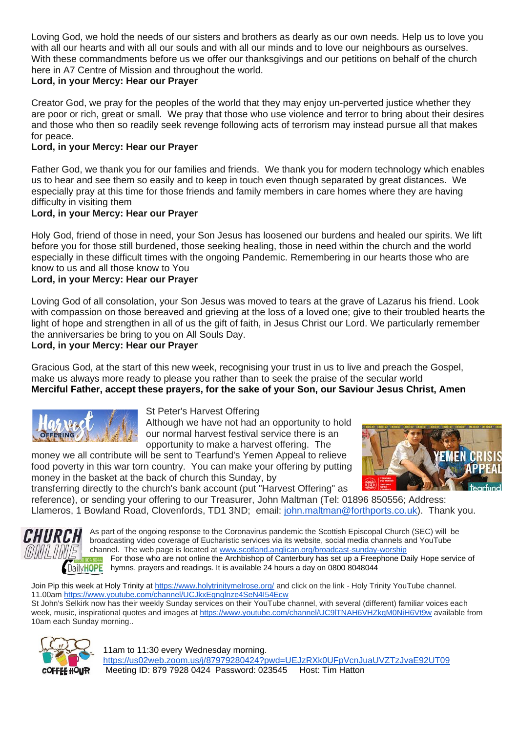Loving God, we hold the needs of our sisters and brothers as dearly as our own needs. Help us to love you with all our hearts and with all our souls and with all our minds and to love our neighbours as ourselves. With these commandments before us we offer our thanksgivings and our petitions on behalf of the church here in A7 Centre of Mission and throughout the world.
**Lord, in your Mercy: Hear our Prayer**

Creator God, we pray for the peoples of the world that they may enjoy un-perverted justice whether they are poor or rich, great or small. We pray that those who use violence and terror to bring about their desires and those who then so readily seek revenge following acts of terrorism may instead pursue all that makes for peace.
**Lord, in your Mercy: Hear our Prayer**

Father God, we thank you for our families and friends. We thank you for modern technology which enables us to hear and see them so easily and to keep in touch even though separated by great distances. We especially pray at this time for those friends and family members in care homes where they are having difficulty in visiting them
**Lord, in your Mercy: Hear our Prayer**

Holy God, friend of those in need, your Son Jesus has loosened our burdens and healed our spirits. We lift before you for those still burdened, those seeking healing, those in need within the church and the world especially in these difficult times with the ongoing Pandemic. Remembering in our hearts those who are know to us and all those know to You
**Lord, in your Mercy: Hear our Prayer**

Loving God of all consolation, your Son Jesus was moved to tears at the grave of Lazarus his friend. Look with compassion on those bereaved and grieving at the loss of a loved one; give to their troubled hearts the light of hope and strengthen in all of us the gift of faith, in Jesus Christ our Lord. We particularly remember the anniversaries be bring to you on All Souls Day.
**Lord, in your Mercy: Hear our Prayer**

Gracious God, at the start of this new week, recognising your trust in us to live and preach the Gospel, make us always more ready to please you rather than to seek the praise of the secular world
**Merciful Father, accept these prayers, for the sake of your Son, our Saviour Jesus Christ, Amen**

St Peter's Harvest Offering
Although we have not had an opportunity to hold our normal harvest festival service there is an opportunity to make a harvest offering. The money we all contribute will be sent to Tearfund's Yemen Appeal to relieve food poverty in this war torn country. You can make your offering by putting money in the basket at the back of church this Sunday, by transferring directly to the church's bank account (put "Harvest Offering" as reference), or sending your offering to our Treasurer, John Maltman (Tel: 01896 850556; Address: Llameros, 1 Bowland Road, Clovenfords, TD1 3ND; email: john.maltman@forthports.co.uk). Thank you.

As part of the ongoing response to the Coronavirus pandemic the Scottish Episcopal Church (SEC) will be broadcasting video coverage of Eucharistic services via its website, social media channels and YouTube channel. The web page is located at www.scotland.anglican.org/broadcast-sunday-worship

For those who are not online the Archbishop of Canterbury has set up a Freephone Daily Hope service of hymns, prayers and readings. It is available 24 hours a day on 0800 8048044

Join Pip this week at Holy Trinity at https://www.holytrinitymelrose.org/ and click on the link - Holy Trinity YouTube channel. 11.00am https://www.youtube.com/channel/UCJkxEgnglnze4SeN4I54Ecw

St John's Selkirk now has their weekly Sunday services on their YouTube channel, with several (different) familiar voices each week, music, inspirational quotes and images at https://www.youtube.com/channel/UC9lTNAH6VHZkqM0NiH6Vt9w available from 10am each Sunday morning..

11am to 11:30 every Wednesday morning.
https://us02web.zoom.us/j/87979280424?pwd=UEJzRXk0UFpVcnJuaUVZTzJvaE92UT09
Meeting ID: 879 7928 0424 Password: 023545 Host: Tim Hatton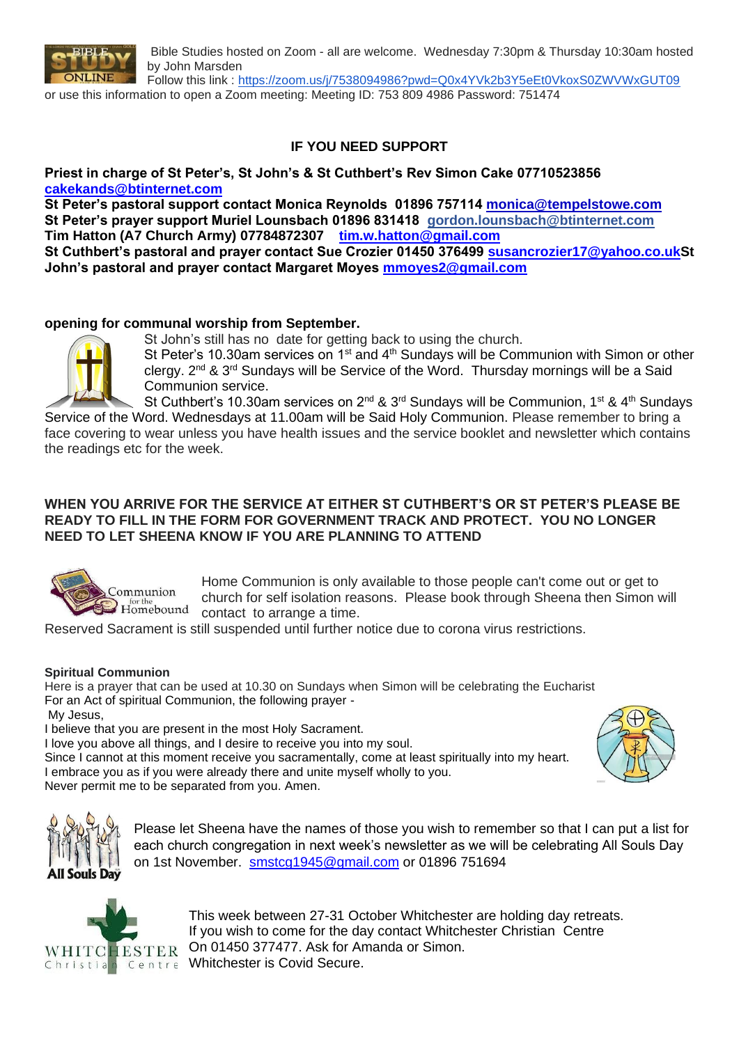Bible Studies hosted on Zoom - all are welcome. Wednesday 7:30pm & Thursday 10:30am hosted by John Marsden
Follow this link : https://zoom.us/j/7538094986?pwd=Q0x4YVk2b3Y5eEt0VkoxS0ZWVWxGUT09
or use this information to open a Zoom meeting: Meeting ID: 753 809 4986 Password: 751474

**IF YOU NEED SUPPORT**

**Priest in charge of St Peter's, St John's & St Cuthbert's Rev Simon Cake 07710523856 cakekands@btinternet.com**
**St Peter's pastoral support contact Monica Reynolds 01896 757114 monica@tempelstowe.com**
**St Peter's prayer support Muriel Lounsbach 01896 831418 gordon.lounsbach@btinternet.com**
**Tim Hatton (A7 Church Army) 07784872307 tim.w.hatton@gmail.com**
**St Cuthbert's pastoral and prayer contact Sue Crozier 01450 376499 susancrozier17@yahoo.co.uk St John's pastoral and prayer contact Margaret Moyes mmoyes2@gmail.com**

**opening for communal worship from September.**

St John's still has no date for getting back to using the church.
St Peter's 10.30am services on 1st and 4th Sundays will be Communion with Simon or other clergy. 2nd & 3rd Sundays will be Service of the Word. Thursday mornings will be a Said Communion service.
St Cuthbert's 10.30am services on 2nd & 3rd Sundays will be Communion, 1st & 4th Sundays Service of the Word. Wednesdays at 11.00am will be Said Holy Communion. Please remember to bring a face covering to wear unless you have health issues and the service booklet and newsletter which contains the readings etc for the week.

**WHEN YOU ARRIVE FOR THE SERVICE AT EITHER ST CUTHBERT'S OR ST PETER'S PLEASE BE READY TO FILL IN THE FORM FOR GOVERNMENT TRACK AND PROTECT. YOU NO LONGER NEED TO LET SHEENA KNOW IF YOU ARE PLANNING TO ATTEND**

Home Communion is only available to those people can't come out or get to church for self isolation reasons. Please book through Sheena then Simon will contact to arrange a time.
Reserved Sacrament is still suspended until further notice due to corona virus restrictions.

**Spiritual Communion**
Here is a prayer that can be used at 10.30 on Sundays when Simon will be celebrating the Eucharist
For an Act of spiritual Communion, the following prayer -
My Jesus,
I believe that you are present in the most Holy Sacrament.
I love you above all things, and I desire to receive you into my soul.
Since I cannot at this moment receive you sacramentally, come at least spiritually into my heart.
I embrace you as if you were already there and unite myself wholly to you.
Never permit me to be separated from you. Amen.

Please let Sheena have the names of those you wish to remember so that I can put a list for each church congregation in next week's newsletter as we will be celebrating All Souls Day on 1st November. smstcg1945@gmail.com or 01896 751694

This week between 27-31 October Whitchester are holding day retreats.
If you wish to come for the day contact Whitchester Christian Centre
On 01450 377477. Ask for Amanda or Simon.
Whitchester is Covid Secure.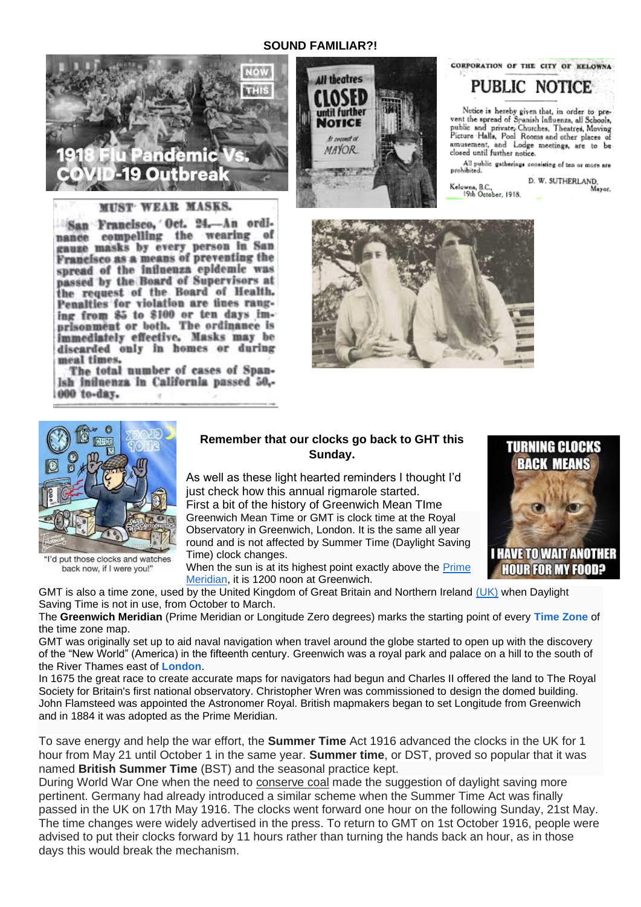**SOUND FAMILIAR?!**

"I'd put those clocks and watches back now, if I were you!"

**Remember that our clocks go back to GHT this Sunday.**

As well as these light hearted reminders I thought I'd just check how this annual rigmarole started.

First a bit of the history of Greenwich Mean TIme

Greenwich Mean Time or GMT is clock time at the Royal Observatory in Greenwich, London. It is the same all year round and is not affected by Summer Time (Daylight Saving Time) clock changes.

When the sun is at its highest point exactly above the Prime Meridian, it is 1200 noon at Greenwich.

GMT is also a time zone, used by the United Kingdom of Great Britain and Northern Ireland (UK) when Daylight Saving Time is not in use, from October to March.

The **Greenwich Meridian** (Prime Meridian or Longitude Zero degrees) marks the starting point of every **Time Zone** of the time zone map.

GMT was originally set up to aid naval navigation when travel around the globe started to open up with the discovery of the "New World" (America) in the fifteenth century. Greenwich was a royal park and palace on a hill to the south of the River Thames east of **London**.

In 1675 the great race to create accurate maps for navigators had begun and Charles II offered the land to The Royal Society for Britain's first national observatory. Christopher Wren was commissioned to design the domed building. John Flamsteed was appointed the Astronomer Royal. British mapmakers began to set Longitude from Greenwich and in 1884 it was adopted as the Prime Meridian.

To save energy and help the war effort, the **Summer Time** Act 1916 advanced the clocks in the UK for 1 hour from May 21 until October 1 in the same year. **Summer time**, or DST, proved so popular that it was named **British Summer Time** (BST) and the seasonal practice kept.

During World War One when the need to conserve coal made the suggestion of daylight saving more pertinent. Germany had already introduced a similar scheme when the Summer Time Act was finally passed in the UK on 17th May 1916. The clocks went forward one hour on the following Sunday, 21st May. The time changes were widely advertised in the press. To return to GMT on 1st October 1916, people were advised to put their clocks forward by 11 hours rather than turning the hands back an hour, as in those days this would break the mechanism.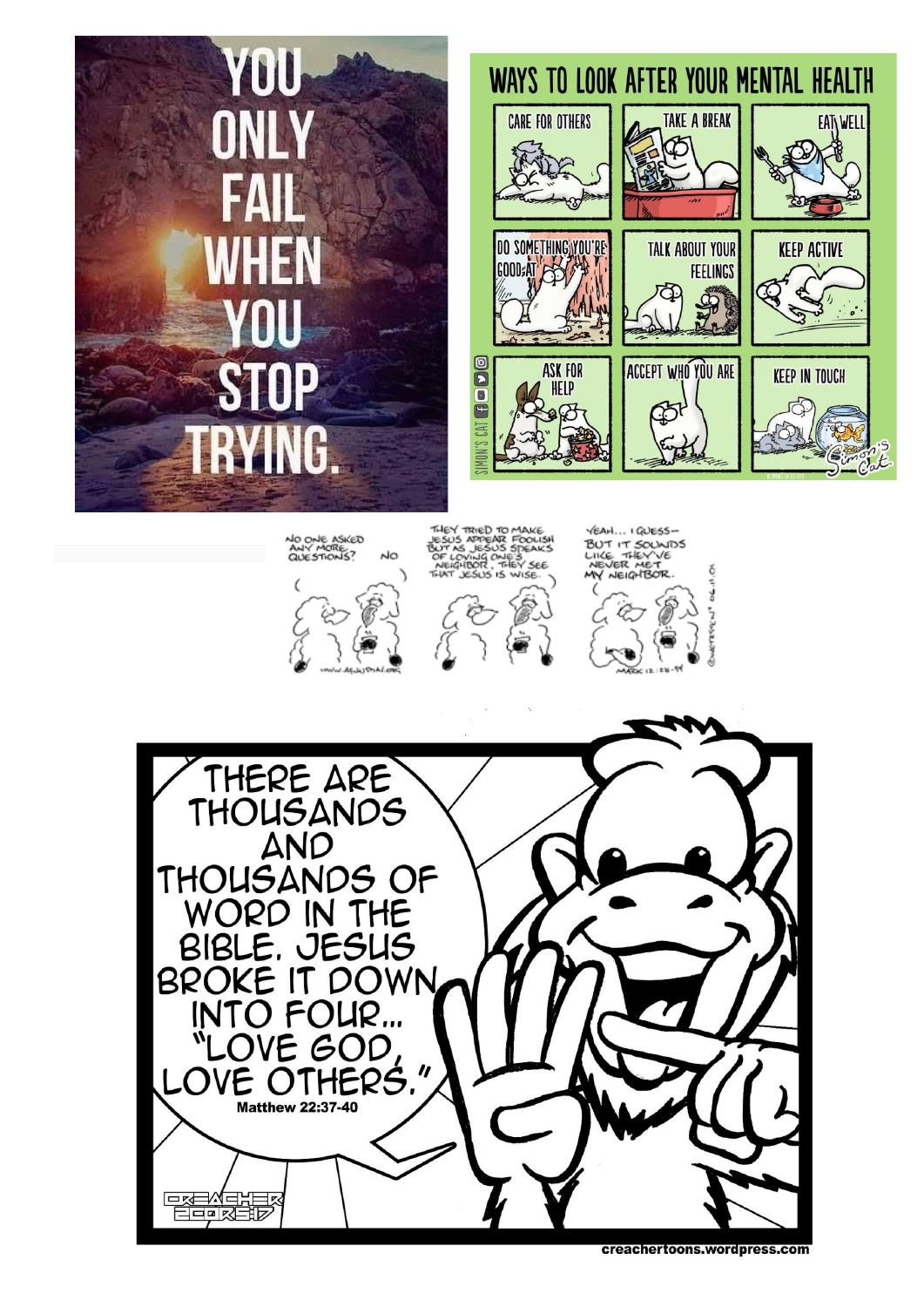YOU ONLY FAIL WHEN YOU STOP TRYING.

## WAYS TO LOOK AFTER YOUR MENTAL HEALTH

- CARE FOR OTHERS
- TAKE A BREAK
- EAT WELL
- DO SOMETHING YOU'RE GOOD AT
- TALK ABOUT YOUR FEELINGS
- KEEP ACTIVE
- ASK FOR HELP
- ACCEPT WHO YOU ARE
- KEEP IN TOUCH

SIMON'S CAT

Simon's Cat

NO ONE ASKED ANY MORE QUESTIONS? NO

THEY TRIED TO MAKE JESUS APPEAR FOOLISH BUT AS JESUS SPEAKS OF LOVING ONE'S NEIGHBOR, THEY SEE THAT JESUS IS WISE.

YEAH... I GUESS— BUT IT SOUNDS LIKE THEY'VE NEVER MET MY NEIGHBOR.

www.agnusday.org

MARK 12:28-34

THERE ARE THOUSANDS AND THOUSANDS OF WORD IN THE BIBLE. JESUS BROKE IT DOWN INTO FOUR... "LOVE GOD, LOVE OTHERS."

Matthew 22:37-40

CREACHER 2COR5:17

creachertoons.wordpress.com